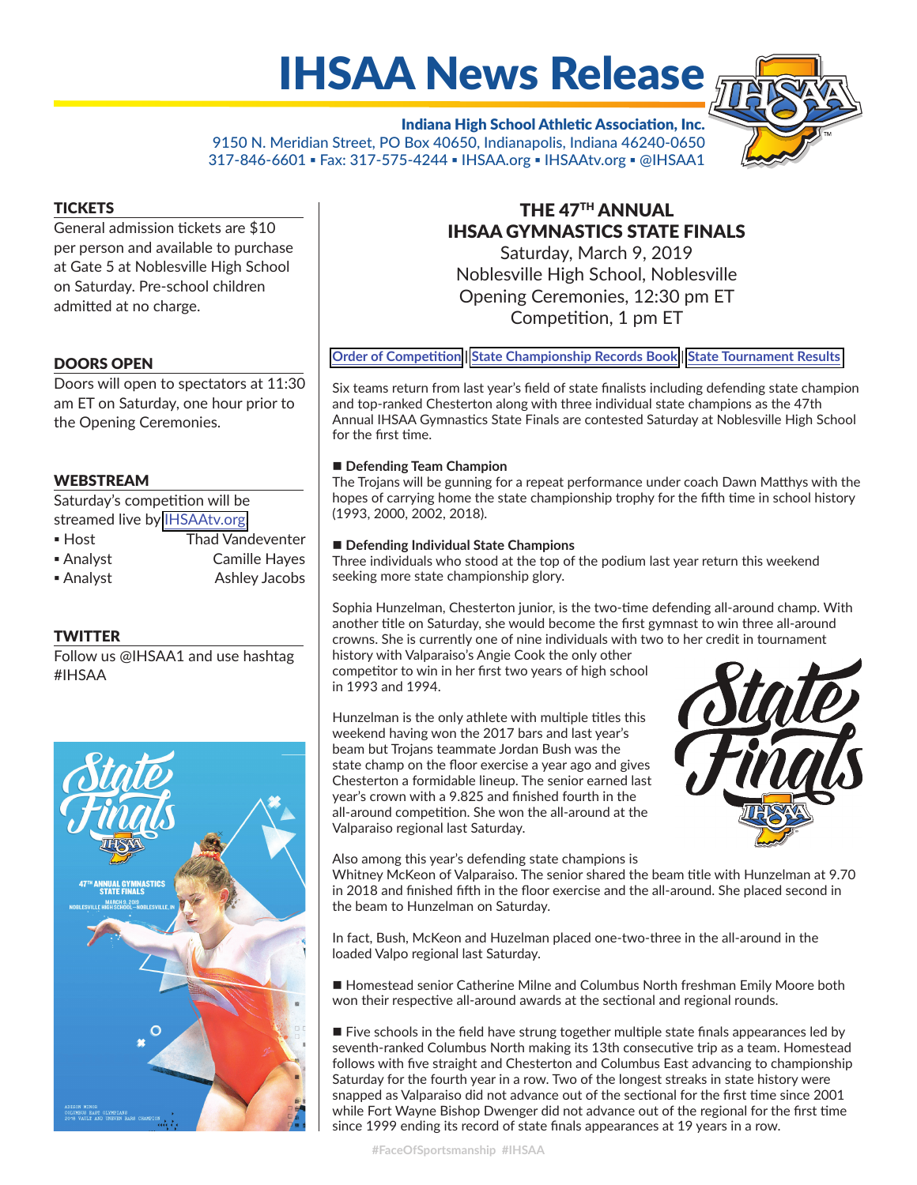# IHSAA News Release

**Indiana High School Athletic Association, Inc.**
9150 N. Meridian Street, PO Box 40650, Indianapolis, Indiana 46240-0650
317-846-6601 ▪ Fax: 317-575-4244 ▪ IHSAA.org ▪ IHSAAtv.org ▪ @IHSAA1

## THE 47TH ANNUAL IHSAA GYMNASTICS STATE FINALS

Saturday, March 9, 2019
Noblesville High School, Noblesville
Opening Ceremonies, 12:30 pm ET
Competition, 1 pm ET

Order of Competition | State Championship Records Book | State Tournament Results

Six teams return from last year's field of state finalists including defending state champion and top-ranked Chesterton along with three individual state champions as the 47th Annual IHSAA Gymnastics State Finals are contested Saturday at Noblesville High School for the first time.

**■ Defending Team Champion**
The Trojans will be gunning for a repeat performance under coach Dawn Matthys with the hopes of carrying home the state championship trophy for the fifth time in school history (1993, 2000, 2002, 2018).

**■ Defending Individual State Champions**
Three individuals who stood at the top of the podium last year return this weekend seeking more state championship glory.

Sophia Hunzelman, Chesterton junior, is the two-time defending all-around champ. With another title on Saturday, she would become the first gymnast to win three all-around crowns. She is currently one of nine individuals with two to her credit in tournament history with Valparaiso's Angie Cook the only other competitor to win in her first two years of high school in 1993 and 1994.

Hunzelman is the only athlete with multiple titles this weekend having won the 2017 bars and last year's beam but Trojans teammate Jordan Bush was the state champ on the floor exercise a year ago and gives Chesterton a formidable lineup. The senior earned last year's crown with a 9.825 and finished fourth in the all-around competition. She won the all-around at the Valparaiso regional last Saturday.

Also among this year's defending state champions is Whitney McKeon of Valparaiso. The senior shared the beam title with Hunzelman at 9.70 in 2018 and finished fifth in the floor exercise and the all-around. She placed second in the beam to Hunzelman on Saturday.

In fact, Bush, McKeon and Huzelman placed one-two-three in the all-around in the loaded Valpo regional last Saturday.

■ Homestead senior Catherine Milne and Columbus North freshman Emily Moore both won their respective all-around awards at the sectional and regional rounds.

■ Five schools in the field have strung together multiple state finals appearances led by seventh-ranked Columbus North making its 13th consecutive trip as a team. Homestead follows with five straight and Chesterton and Columbus East advancing to championship Saturday for the fourth year in a row. Two of the longest streaks in state history were snapped as Valparaiso did not advance out of the sectional for the first time since 2001 while Fort Wayne Bishop Dwenger did not advance out of the regional for the first time since 1999 ending its record of state finals appearances at 19 years in a row.

### TICKETS
General admission tickets are $10 per person and available to purchase at Gate 5 at Noblesville High School on Saturday. Pre-school children admitted at no charge.

### DOORS OPEN
Doors will open to spectators at 11:30 am ET on Saturday, one hour prior to the Opening Ceremonies.

### WEBSTREAM
Saturday's competition will be streamed live by IHSAAtv.org

- Host: Thad Vandeventer
- Analyst: Camille Hayes
- Analyst: Ashley Jacobs

### TWITTER
Follow us @IHSAA1 and use hashtag #IHSAA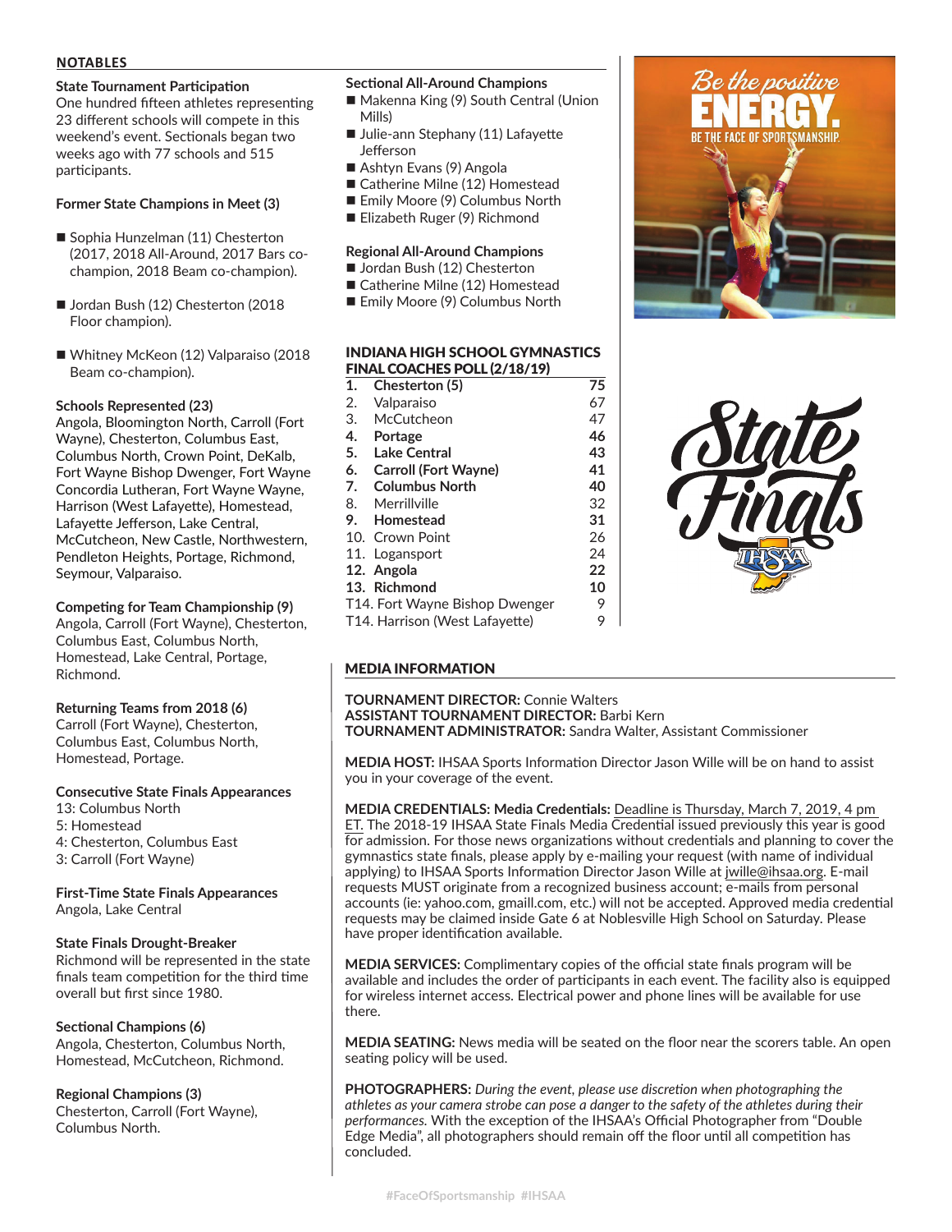## NOTABLES

**State Tournament Participation**
One hundred fifteen athletes representing 23 different schools will compete in this weekend's event. Sectionals began two weeks ago with 77 schools and 515 participants.

**Former State Champions in Meet (3)**

- Sophia Hunzelman (11) Chesterton (2017, 2018 All-Around, 2017 Bars co-champion, 2018 Beam co-champion).
- Jordan Bush (12) Chesterton (2018 Floor champion).
- Whitney McKeon (12) Valparaiso (2018 Beam co-champion).

**Schools Represented (23)**
Angola, Bloomington North, Carroll (Fort Wayne), Chesterton, Columbus East, Columbus North, Crown Point, DeKalb, Fort Wayne Bishop Dwenger, Fort Wayne Concordia Lutheran, Fort Wayne Wayne, Harrison (West Lafayette), Homestead, Lafayette Jefferson, Lake Central, McCutcheon, New Castle, Northwestern, Pendleton Heights, Portage, Richmond, Seymour, Valparaiso.

**Competing for Team Championship (9)**
Angola, Carroll (Fort Wayne), Chesterton, Columbus East, Columbus North, Homestead, Lake Central, Portage, Richmond.

**Returning Teams from 2018 (6)**
Carroll (Fort Wayne), Chesterton, Columbus East, Columbus North, Homestead, Portage.

**Consecutive State Finals Appearances**
13: Columbus North
5: Homestead
4: Chesterton, Columbus East
3: Carroll (Fort Wayne)

**First-Time State Finals Appearances**
Angola, Lake Central

**State Finals Drought-Breaker**
Richmond will be represented in the state finals team competition for the third time overall but first since 1980.

**Sectional Champions (6)**
Angola, Chesterton, Columbus North, Homestead, McCutcheon, Richmond.

**Regional Champions (3)**
Chesterton, Carroll (Fort Wayne), Columbus North.

**Sectional All-Around Champions**
- Makenna King (9) South Central (Union Mills)
- Julie-ann Stephany (11) Lafayette Jefferson
- Ashtyn Evans (9) Angola
- Catherine Milne (12) Homestead
- Emily Moore (9) Columbus North
- Elizabeth Ruger (9) Richmond

**Regional All-Around Champions**
- Jordan Bush (12) Chesterton
- Catherine Milne (12) Homestead
- Emily Moore (9) Columbus North

**INDIANA HIGH SCHOOL GYMNASTICS FINAL COACHES POLL (2/18/19)**

| | | |
|---|---|---|
| **1.** | **Chesterton (5)** | **75** |
| 2. | Valparaiso | 67 |
| 3. | McCutcheon | 47 |
| **4.** | **Portage** | **46** |
| **5.** | **Lake Central** | **43** |
| **6.** | **Carroll (Fort Wayne)** | **41** |
| **7.** | **Columbus North** | **40** |
| 8. | Merrillville | 32 |
| **9.** | **Homestead** | **31** |
| 10. | Crown Point | 26 |
| 11. | Logansport | 24 |
| **12.** | **Angola** | **22** |
| **13.** | **Richmond** | **10** |
| T14. | Fort Wayne Bishop Dwenger | 9 |
| T14. | Harrison (West Lafayette) | 9 |

Be the positive ENERGY. BE THE FACE OF SPORTSMANSHIP.

State Finals IHSAA

## MEDIA INFORMATION

**TOURNAMENT DIRECTOR:** Connie Walters
**ASSISTANT TOURNAMENT DIRECTOR:** Barbi Kern
**TOURNAMENT ADMINISTRATOR:** Sandra Walter, Assistant Commissioner

**MEDIA HOST:** IHSAA Sports Information Director Jason Wille will be on hand to assist you in your coverage of the event.

**MEDIA CREDENTIALS: Media Credentials:** Deadline is Thursday, March 7, 2019, 4 pm ET. The 2018-19 IHSAA State Finals Media Credential issued previously this year is good for admission. For those news organizations without credentials and planning to cover the gymnastics state finals, please apply by e-mailing your request (with name of individual applying) to IHSAA Sports Information Director Jason Wille at jwille@ihsaa.org. E-mail requests MUST originate from a recognized business account; e-mails from personal accounts (ie: yahoo.com, gmaill.com, etc.) will not be accepted. Approved media credential requests may be claimed inside Gate 6 at Noblesville High School on Saturday. Please have proper identification available.

**MEDIA SERVICES:** Complimentary copies of the official state finals program will be available and includes the order of participants in each event. The facility also is equipped for wireless internet access. Electrical power and phone lines will be available for use there.

**MEDIA SEATING:** News media will be seated on the floor near the scorers table. An open seating policy will be used.

**PHOTOGRAPHERS:** *During the event, please use discretion when photographing the athletes as your camera strobe can pose a danger to the safety of the athletes during their performances.* With the exception of the IHSAA's Official Photographer from "Double Edge Media", all photographers should remain off the floor until all competition has concluded.

#FaceOfSportsmanship #IHSAA